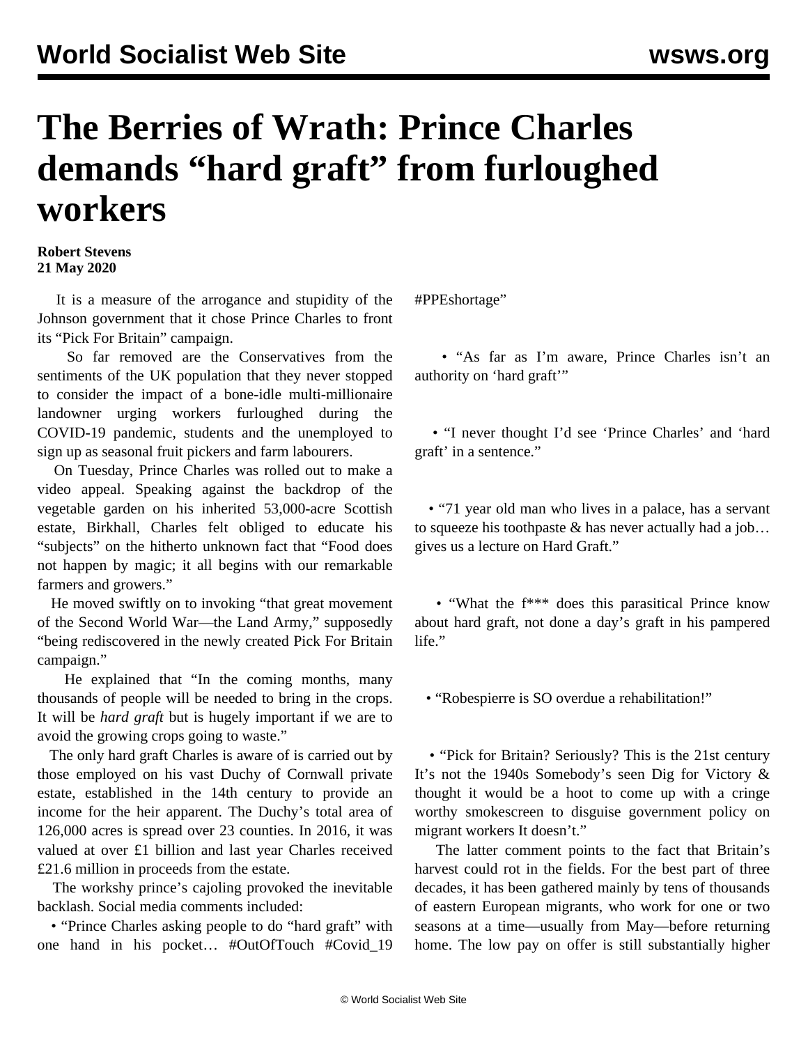# The Berries of Wrath: Prince Charles demands "hard graft" from furloughed workers

**Robert Stevens**
**21 May 2020**

It is a measure of the arrogance and stupidity of the Johnson government that it chose Prince Charles to front its "Pick For Britain" campaign.

So far removed are the Conservatives from the sentiments of the UK population that they never stopped to consider the impact of a bone-idle multi-millionaire landowner urging workers furloughed during the COVID-19 pandemic, students and the unemployed to sign up as seasonal fruit pickers and farm labourers.

On Tuesday, Prince Charles was rolled out to make a video appeal. Speaking against the backdrop of the vegetable garden on his inherited 53,000-acre Scottish estate, Birkhall, Charles felt obliged to educate his "subjects" on the hitherto unknown fact that "Food does not happen by magic; it all begins with our remarkable farmers and growers."

He moved swiftly on to invoking "that great movement of the Second World War—the Land Army," supposedly "being rediscovered in the newly created Pick For Britain campaign."

He explained that "In the coming months, many thousands of people will be needed to bring in the crops. It will be *hard graft* but is hugely important if we are to avoid the growing crops going to waste."

The only hard graft Charles is aware of is carried out by those employed on his vast Duchy of Cornwall private estate, established in the 14th century to provide an income for the heir apparent. The Duchy's total area of 126,000 acres is spread over 23 counties. In 2016, it was valued at over £1 billion and last year Charles received £21.6 million in proceeds from the estate.

The workshy prince's cajoling provoked the inevitable backlash. Social media comments included:

- "Prince Charles asking people to do "hard graft" with one hand in his pocket… #OutOfTouch #Covid_19 #PPEshortage"
- "As far as I'm aware, Prince Charles isn't an authority on 'hard graft'"
- "I never thought I'd see 'Prince Charles' and 'hard graft' in a sentence."
- "71 year old man who lives in a palace, has a servant to squeeze his toothpaste & has never actually had a job… gives us a lecture on Hard Graft."
- "What the f*** does this parasitical Prince know about hard graft, not done a day's graft in his pampered life."
- "Robespierre is SO overdue a rehabilitation!"
- "Pick for Britain? Seriously? This is the 21st century It's not the 1940s Somebody's seen Dig for Victory & thought it would be a hoot to come up with a cringe worthy smokescreen to disguise government policy on migrant workers It doesn't."

The latter comment points to the fact that Britain's harvest could rot in the fields. For the best part of three decades, it has been gathered mainly by tens of thousands of eastern European migrants, who work for one or two seasons at a time—usually from May—before returning home. The low pay on offer is still substantially higher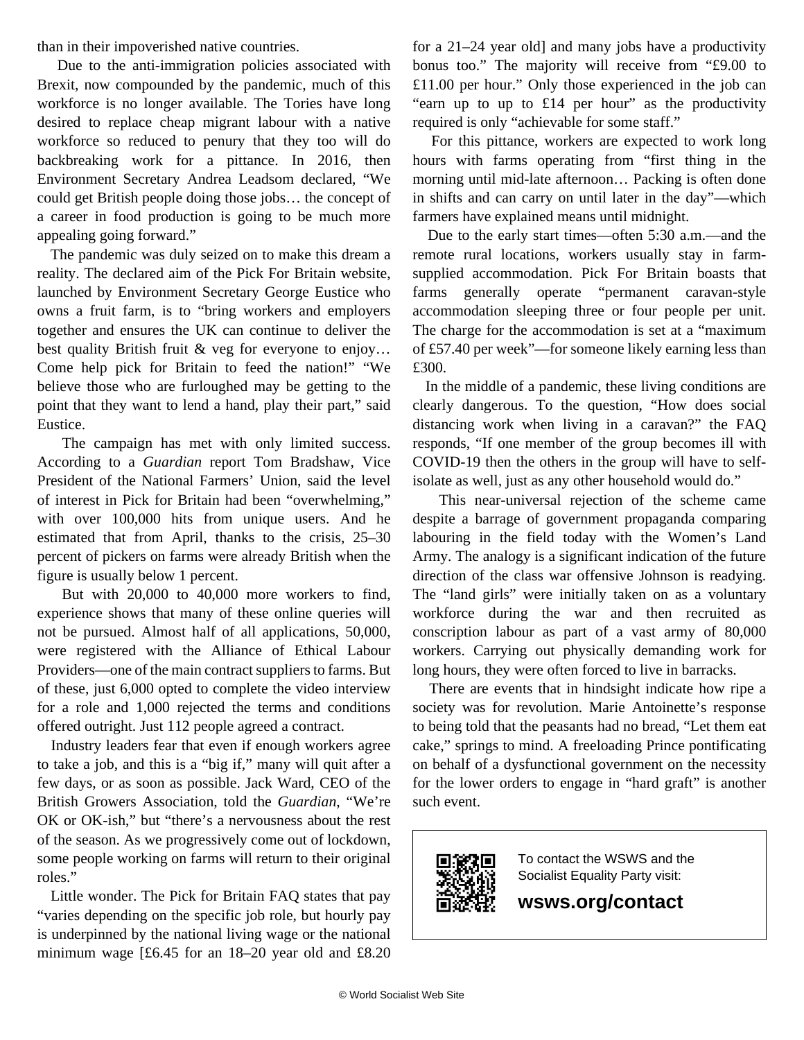than in their impoverished native countries.

Due to the anti-immigration policies associated with Brexit, now compounded by the pandemic, much of this workforce is no longer available. The Tories have long desired to replace cheap migrant labour with a native workforce so reduced to penury that they too will do backbreaking work for a pittance. In 2016, then Environment Secretary Andrea Leadsom declared, "We could get British people doing those jobs… the concept of a career in food production is going to be much more appealing going forward."

The pandemic was duly seized on to make this dream a reality. The declared aim of the Pick For Britain website, launched by Environment Secretary George Eustice who owns a fruit farm, is to "bring workers and employers together and ensures the UK can continue to deliver the best quality British fruit & veg for everyone to enjoy… Come help pick for Britain to feed the nation!" "We believe those who are furloughed may be getting to the point that they want to lend a hand, play their part," said Eustice.

The campaign has met with only limited success. According to a *Guardian* report Tom Bradshaw, Vice President of the National Farmers' Union, said the level of interest in Pick for Britain had been "overwhelming," with over 100,000 hits from unique users. And he estimated that from April, thanks to the crisis, 25–30 percent of pickers on farms were already British when the figure is usually below 1 percent.

But with 20,000 to 40,000 more workers to find, experience shows that many of these online queries will not be pursued. Almost half of all applications, 50,000, were registered with the Alliance of Ethical Labour Providers—one of the main contract suppliers to farms. But of these, just 6,000 opted to complete the video interview for a role and 1,000 rejected the terms and conditions offered outright. Just 112 people agreed a contract.

Industry leaders fear that even if enough workers agree to take a job, and this is a "big if," many will quit after a few days, or as soon as possible. Jack Ward, CEO of the British Growers Association, told the *Guardian*, "We're OK or OK-ish," but "there's a nervousness about the rest of the season. As we progressively come out of lockdown, some people working on farms will return to their original roles."

Little wonder. The Pick for Britain FAQ states that pay "varies depending on the specific job role, but hourly pay is underpinned by the national living wage or the national minimum wage [£6.45 for an 18–20 year old and £8.20 for a 21–24 year old] and many jobs have a productivity bonus too." The majority will receive from "£9.00 to £11.00 per hour." Only those experienced in the job can "earn up to up to £14 per hour" as the productivity required is only "achievable for some staff."

For this pittance, workers are expected to work long hours with farms operating from "first thing in the morning until mid-late afternoon… Packing is often done in shifts and can carry on until later in the day"—which farmers have explained means until midnight.

Due to the early start times—often 5:30 a.m.—and the remote rural locations, workers usually stay in farm-supplied accommodation. Pick For Britain boasts that farms generally operate "permanent caravan-style accommodation sleeping three or four people per unit. The charge for the accommodation is set at a "maximum of £57.40 per week"—for someone likely earning less than £300.

In the middle of a pandemic, these living conditions are clearly dangerous. To the question, "How does social distancing work when living in a caravan?" the FAQ responds, "If one member of the group becomes ill with COVID-19 then the others in the group will have to self-isolate as well, just as any other household would do."

This near-universal rejection of the scheme came despite a barrage of government propaganda comparing labouring in the field today with the Women's Land Army. The analogy is a significant indication of the future direction of the class war offensive Johnson is readying. The "land girls" were initially taken on as a voluntary workforce during the war and then recruited as conscription labour as part of a vast army of 80,000 workers. Carrying out physically demanding work for long hours, they were often forced to live in barracks.

There are events that in hindsight indicate how ripe a society was for revolution. Marie Antoinette's response to being told that the peasants had no bread, "Let them eat cake," springs to mind. A freeloading Prince pontificating on behalf of a dysfunctional government on the necessity for the lower orders to engage in "hard graft" is another such event.

To contact the WSWS and the Socialist Equality Party visit:

**wsws.org/contact**